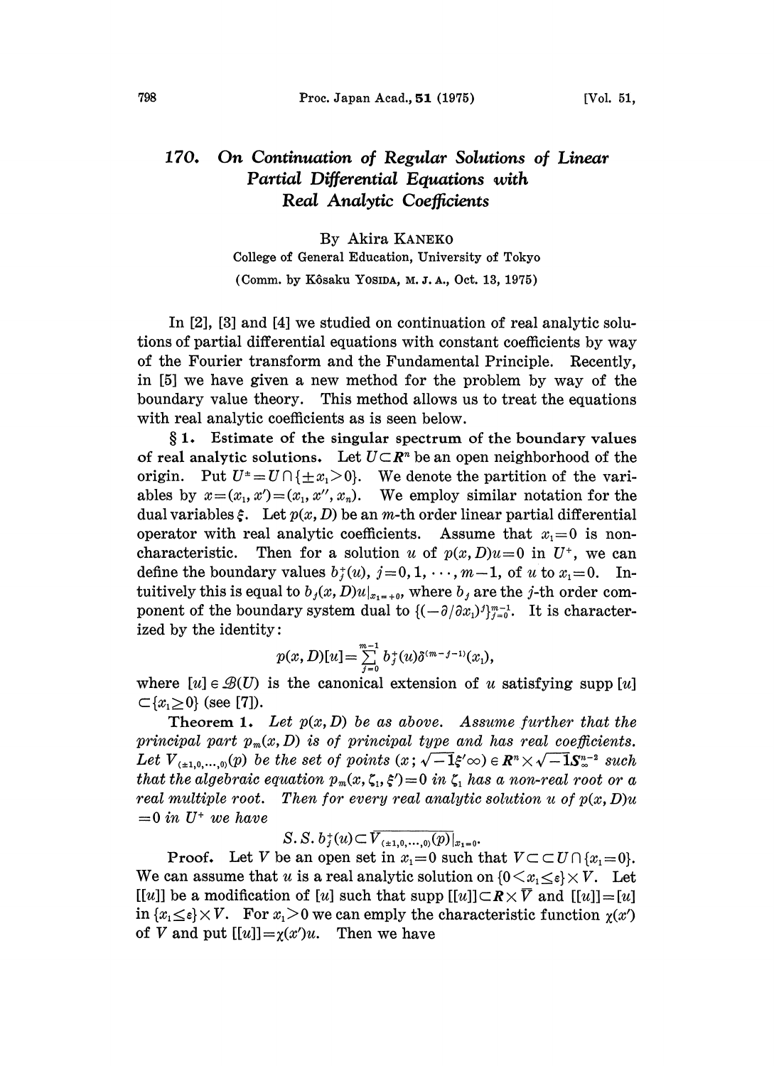# 170. On Continuation of Regular Solutions of Linear Partial Differential Equations with Real Analytic Coefficients

By Akira KANEKO

College of General Education, University of Tokyo

(Comm. by Kôsaku YOSIDA, M. J. A., Oct. 13, 1975)

In [2], [3] and [4] we studied on continuation of real analytic solutions of partial differential equations with constant coefficients by way of the Fourier transform and the Fundamental Principle. Recently, in [5] we have given a new method for the problem by way of the boundary value theory. This method allows us to treat the equations with real analytic coefficients as is seen below.

**§ 1. Estimate of the singular spectrum of the boundary values of real analytic solutions.** Let $U \subset \boldsymbol{R}^n$ be an open neighborhood of the origin. Put $U^{\pm} = U \cap \{\pm x_1 > 0\}$. We denote the partition of the variables by $x = (x_1, x') = (x_1, x'', x_n)$. We employ similar notation for the dual variables $\xi$. Let $p(x, D)$ be an $m$-th order linear partial differential operator with real analytic coefficients. Assume that $x_1 = 0$ is non-characteristic. Then for a solution $u$ of $p(x, D)u = 0$ in $U^+$, we can define the boundary values $b_j^+(u)$, $j = 0, 1, \cdots, m-1$, of $u$ to $x_1 = 0$. Intuitively this is equal to $b_j(x, D)u|_{x_1=+0}$, where $b_j$ are the $j$-th order component of the boundary system dual to $\{(-\partial/\partial x_1)^j\}_{j=0}^{m-1}$. It is characterized by the identity:

$$p(x, D)[u] = \sum_{j=0}^{m-1} b_j^+(u)\delta^{(m-j-1)}(x_1),$$

where $[u] \in \mathscr{B}(U)$ is the canonical extension of $u$ satisfying $\operatorname{supp}[u] \subset \{x_1 \geq 0\}$ (see [7]).

**Theorem 1.** *Let $p(x, D)$ be as above. Assume further that the principal part $p_m(x, D)$ is of principal type and has real coefficients. Let $V_{(\pm 1, 0, \ldots, 0)}(p)$ be the set of points $(x; \sqrt{-1}\xi'\infty) \in \boldsymbol{R}^n \times \sqrt{-1}\boldsymbol{S}_\infty^{n-2}$ such that the algebraic equation $p_m(x, \zeta_1, \xi') = 0$ in $\zeta_1$ has a non-real root or a real multiple root. Then for every real analytic solution $u$ of $p(x, D)u = 0$ in $U^+$ we have*

$$S.S.\, b_j^+(u) \subset \overline{V_{(\pm 1, 0, \ldots, 0)}(p)}|_{x_1=0}.$$

*Proof.* Let $V$ be an open set in $x_1 = 0$ such that $V \subset\subset U \cap \{x_1 = 0\}$. We can assume that $u$ is a real analytic solution on $\{0 < x_1 \leq \varepsilon\} \times V$. Let $[[u]]$ be a modification of $[u]$ such that $\operatorname{supp}[[u]] \subset \boldsymbol{R} \times \overline{V}$ and $[[u]] = [u]$ in $\{x_1 \leq \varepsilon\} \times V$. For $x_1 > 0$ we can emply the characteristic function $\chi(x')$ of $V$ and put $[[u]] = \chi(x')u$. Then we have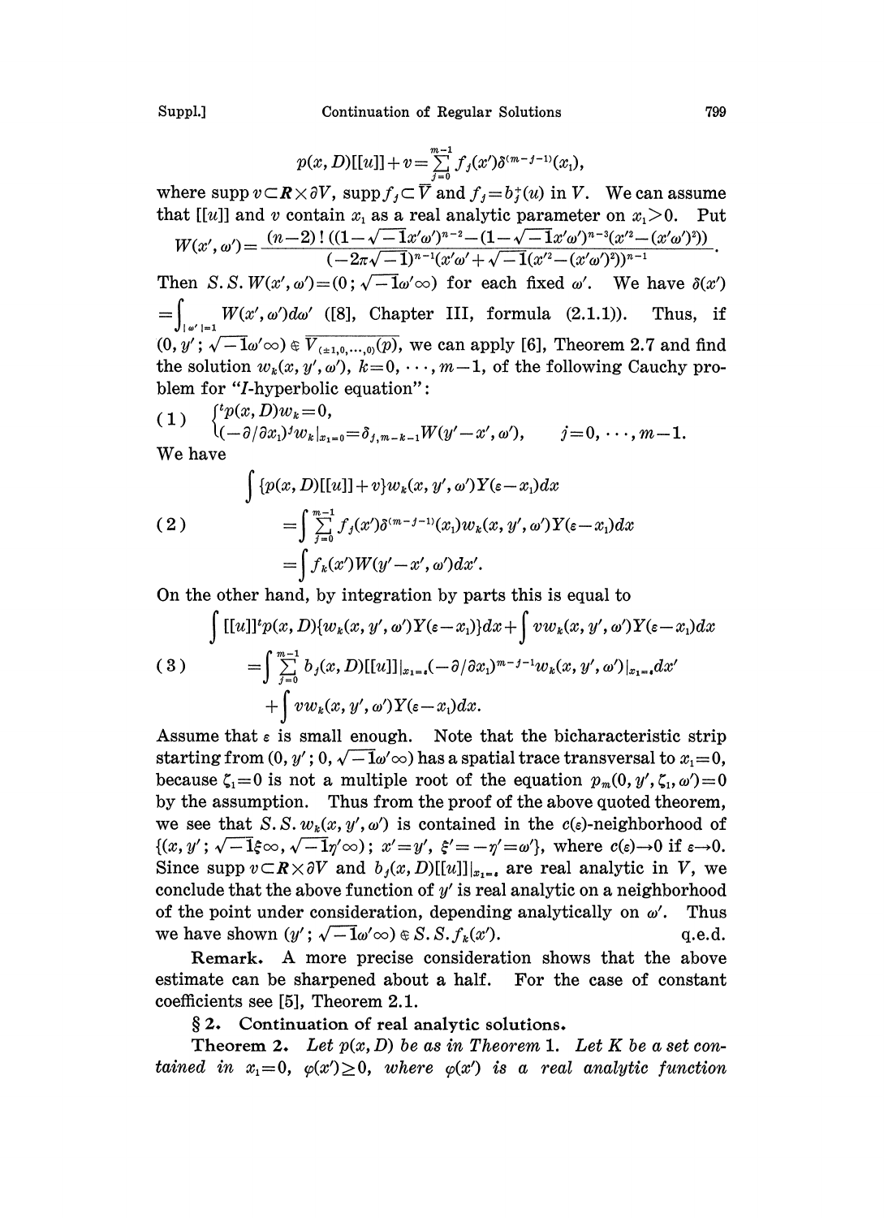$$p(x,D)[[u]]+v=\sum_{j=0}^{m-1} f_j(x')\delta^{(m-j-1)}(x_1),$$

where $\operatorname{supp} v \subset \boldsymbol{R}\times\partial V$, $\operatorname{supp} f_j \subset \overline{V}$ and $f_j = b_j^+(u)$ in $V$. We can assume that $[[u]]$ and $v$ contain $x_1$ as a real analytic parameter on $x_1>0$. Put

$$W(x',\omega')=\frac{(n-2)!\,((1-\sqrt{-1}x'\omega')^{n-2}-(1-\sqrt{-1}x'\omega')^{n-3}(x'^2-(x'\omega')^2))}{(-2\pi\sqrt{-1})^{n-1}(x'\omega'+\sqrt{-1}(x'^2-(x'\omega')^2))^{n-1}}.$$

Then $S.S.\,W(x',\omega')=(0;\sqrt{-1}\omega'\infty)$ for each fixed $\omega'$. We have $\delta(x') =\int_{|\omega'|=1} W(x',\omega')d\omega'$ ([8], Chapter III, formula (2.1.1)). Thus, if $(0,y';\sqrt{-1}\omega'\infty)\notin \overline{V_{(\pm 1,0,\cdots,0)}(p)}$, we can apply [6], Theorem 2.7 and find the solution $w_k(x,y',\omega')$, $k=0,\cdots,m-1$, of the following Cauchy problem for "$I$-hyperbolic equation":

$$(1)\qquad \begin{cases} {}^tp(x,D)w_k=0, \\ (-\partial/\partial x_1)^j w_k|_{x_1=0}=\delta_{j,m-k-1}W(y'-x',\omega'), \qquad j=0,\cdots,m-1. \end{cases}$$

We have

$$(2)\qquad \begin{aligned} &\int \{p(x,D)[[u]]+v\}w_k(x,y',\omega')Y(\varepsilon-x_1)dx \\ &\quad=\int \sum_{j=0}^{m-1} f_j(x')\delta^{(m-j-1)}(x_1)w_k(x,y',\omega')Y(\varepsilon-x_1)dx \\ &\quad=\int f_k(x')W(y'-x',\omega')dx'. \end{aligned}$$

On the other hand, by integration by parts this is equal to

$$(3)\qquad \begin{aligned} &\int [[u]]\,{}^tp(x,D)\{w_k(x,y',\omega')Y(\varepsilon-x_1)\}dx+\int v w_k(x,y',\omega')Y(\varepsilon-x_1)dx \\ &\quad=\int \sum_{j=0}^{m-1} b_j(x,D)[[u]]|_{x_1=\varepsilon}(-\partial/\partial x_1)^{m-j-1}w_k(x,y',\omega')|_{x_1=\varepsilon}dx' \\ &\qquad+\int v w_k(x,y',\omega')Y(\varepsilon-x_1)dx. \end{aligned}$$

Assume that $\varepsilon$ is small enough. Note that the bicharacteristic strip starting from $(0,y';0,\sqrt{-1}\omega'\infty)$ has a spatial trace transversal to $x_1=0$, because $\zeta_1=0$ is not a multiple root of the equation $p_m(0,y',\zeta_1,\omega')=0$ by the assumption. Thus from the proof of the above quoted theorem, we see that $S.S.\,w_k(x,y',\omega')$ is contained in the $c(\varepsilon)$-neighborhood of $\{(x,y';\sqrt{-1}\xi\infty,\sqrt{-1}\eta'\infty);\ x'=y',\ \xi'=-\eta'=\omega'\}$, where $c(\varepsilon)\to 0$ if $\varepsilon\to 0$. Since $\operatorname{supp} v\subset \boldsymbol{R}\times\partial V$ and $b_j(x,D)[[u]]|_{x_1=\varepsilon}$ are real analytic in $V$, we conclude that the above function of $y'$ is real analytic on a neighborhood of the point under consideration, depending analytically on $\omega'$. Thus we have shown $(y';\sqrt{-1}\omega'\infty)\notin S.S.\,f_k(x')$. q.e.d.

**Remark.** A more precise consideration shows that the above estimate can be sharpened about a half. For the case of constant coefficients see [5], Theorem 2.1.

## § 2. Continuation of real analytic solutions.

**Theorem 2.** *Let $p(x,D)$ be as in Theorem 1. Let $K$ be a set contained in $x_1=0$, $\varphi(x')\geq 0$, where $\varphi(x')$ is a real analytic function*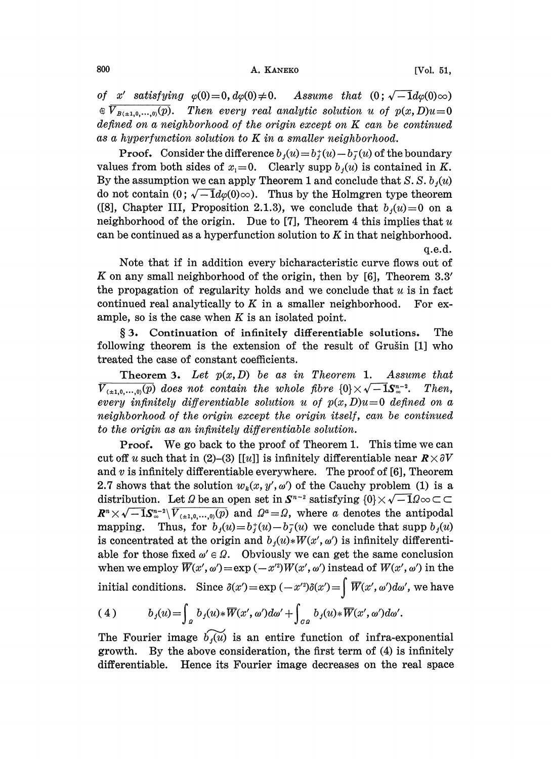of $x'$ satisfying $\varphi(0)=0, d\varphi(0)\neq 0$. *Assume that* $(0;\sqrt{-1}d\varphi(0)\infty) \Subset \overline{V_{B(\pm 1,0,\cdots,0)}(p)}$. *Then every real analytic solution $u$ of $p(x,D)u=0$ defined on a neighborhood of the origin except on $K$ can be continued as a hyperfunction solution to $K$ in a smaller neighborhood.*

**Proof.** Consider the difference $b_j(u)=b_j^+(u)-b_j^-(u)$ of the boundary values from both sides of $x_1=0$. Clearly supp $b_j(u)$ is contained in $K$. By the assumption we can apply Theorem 1 and conclude that $S.S.\ b_j(u)$ do not contain $(0;\sqrt{-1}d\varphi(0)\infty)$. Thus by the Holmgren type theorem ([8], Chapter III, Proposition 2.1.3), we conclude that $b_j(u)=0$ on a neighborhood of the origin. Due to [7], Theorem 4 this implies that $u$ can be continued as a hyperfunction solution to $K$ in that neighborhood. q.e.d.

Note that if in addition every bicharacteristic curve flows out of $K$ on any small neighborhood of the origin, then by [6], Theorem 3.3′ the propagation of regularity holds and we conclude that $u$ is in fact continued real analytically to $K$ in a smaller neighborhood. For example, so is the case when $K$ is an isolated point.

## § 3. Continuation of infinitely differentiable solutions.

The following theorem is the extension of the result of Grušin [1] who treated the case of constant coefficients.

**Theorem 3.** *Let $p(x,D)$ be as in Theorem 1. Assume that $\overline{V_{(\pm 1,0,\cdots,0)}(p)}$ does not contain the whole fibre $\{0\}\times\sqrt{-1}S_\infty^{n-2}$. Then, every infinitely differentiable solution $u$ of $p(x,D)u=0$ defined on a neighborhood of the origin except the origin itself, can be continued to the origin as an infinitely differentiable solution.*

**Proof.** We go back to the proof of Theorem 1. This time we can cut off $u$ such that in (2)–(3) $[[u]]$ is infinitely differentiable near $\boldsymbol{R}\times\partial V$ and $v$ is infinitely differentiable everywhere. The proof of [6], Theorem 2.7 shows that the solution $w_k(x,y',\omega')$ of the Cauchy problem (1) is a distribution. Let $\Omega$ be an open set in $S^{n-2}$ satisfying $\{0\}\times\sqrt{-1}\Omega\infty\subset\subset \boldsymbol{R}^n\times\sqrt{-1}S_\infty^{n-2}\setminus\overline{V_{(\pm 1,0,\cdots,0)}(p)}$ and $\Omega^a=\Omega$, where $a$ denotes the antipodal mapping. Thus, for $b_j(u)=b_j^+(u)-b_j^-(u)$ we conclude that supp $b_j(u)$ is concentrated at the origin and $b_j(u)*W(x',\omega')$ is infinitely differentiable for those fixed $\omega'\in\Omega$. Obviously we can get the same conclusion when we employ $\overline{W}(x',\omega')=\exp(-x'^2)W(x',\omega')$ instead of $W(x',\omega')$ in the initial conditions. Since $\delta(x')=\exp(-x'^2)\delta(x')=\int\overline{W}(x',\omega')d\omega'$, we have

$$
(4)\qquad b_j(u)=\int_\Omega b_j(u)*\overline{W}(x',\omega')d\omega'+\int_{C\Omega} b_j(u)*\overline{W}(x',\omega')d\omega'.
$$

The Fourier image $\widetilde{b_j(u)}$ is an entire function of infra-exponential growth. By the above consideration, the first term of (4) is infinitely differentiable. Hence its Fourier image decreases on the real space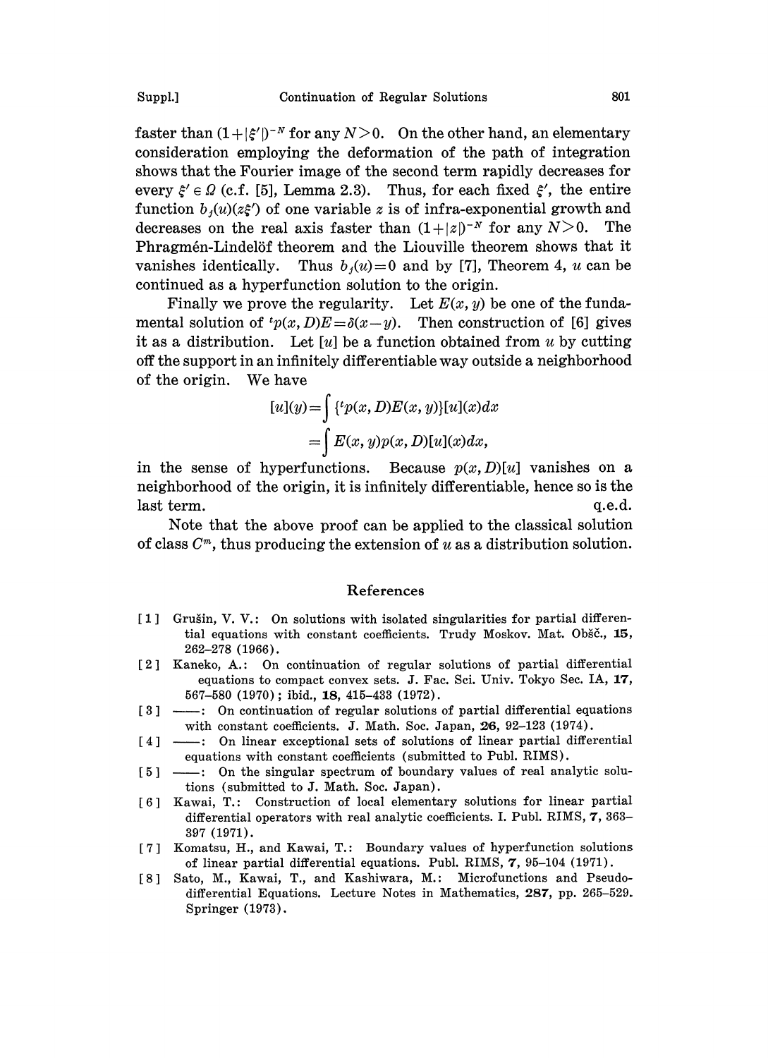faster than $(1+|\xi'|)^{-N}$ for any $N>0$. On the other hand, an elementary consideration employing the deformation of the path of integration shows that the Fourier image of the second term rapidly decreases for every $\xi' \in \Omega$ (c.f. [5], Lemma 2.3). Thus, for each fixed $\xi'$, the entire function $b_j(u)(z\xi')$ of one variable $z$ is of infra-exponential growth and decreases on the real axis faster than $(1+|z|)^{-N}$ for any $N>0$. The Phragmén-Lindelöf theorem and the Liouville theorem shows that it vanishes identically. Thus $b_j(u)=0$ and by [7], Theorem 4, $u$ can be continued as a hyperfunction solution to the origin.

Finally we prove the regularity. Let $E(x, y)$ be one of the fundamental solution of ${}^t p(x, D)E=\delta(x-y)$. Then construction of [6] gives it as a distribution. Let $[u]$ be a function obtained from $u$ by cutting off the support in an infinitely differentiable way outside a neighborhood of the origin. We have

$$
\begin{aligned}
[u](y) &= \int \{{}^t p(x, D)E(x, y)\}[u](x)dx \\
&= \int E(x, y)p(x, D)[u](x)dx,
\end{aligned}
$$

in the sense of hyperfunctions. Because $p(x, D)[u]$ vanishes on a neighborhood of the origin, it is infinitely differentiable, hence so is the last term. q.e.d.

Note that the above proof can be applied to the classical solution of class $C^m$, thus producing the extension of $u$ as a distribution solution.

## References

[1] Grušin, V. V.: On solutions with isolated singularities for partial differential equations with constant coefficients. Trudy Moskov. Mat. Obšč., **15**, 262–278 (1966).

[2] Kaneko, A.: On continuation of regular solutions of partial differential equations to compact convex sets. J. Fac. Sci. Univ. Tokyo Sec. IA, **17**, 567–580 (1970); ibid., **18**, 415–433 (1972).

[3] ——: On continuation of regular solutions of partial differential equations with constant coefficients. J. Math. Soc. Japan, **26**, 92–123 (1974).

[4] ——: On linear exceptional sets of solutions of linear partial differential equations with constant coefficients (submitted to Publ. RIMS).

[5] ——: On the singular spectrum of boundary values of real analytic solutions (submitted to J. Math. Soc. Japan).

[6] Kawai, T.: Construction of local elementary solutions for linear partial differential operators with real analytic coefficients. I. Publ. RIMS, **7**, 363–397 (1971).

[7] Komatsu, H., and Kawai, T.: Boundary values of hyperfunction solutions of linear partial differential equations. Publ. RIMS, **7**, 95–104 (1971).

[8] Sato, M., Kawai, T., and Kashiwara, M.: Microfunctions and Pseudo-differential Equations. Lecture Notes in Mathematics, **287**, pp. 265–529. Springer (1973).